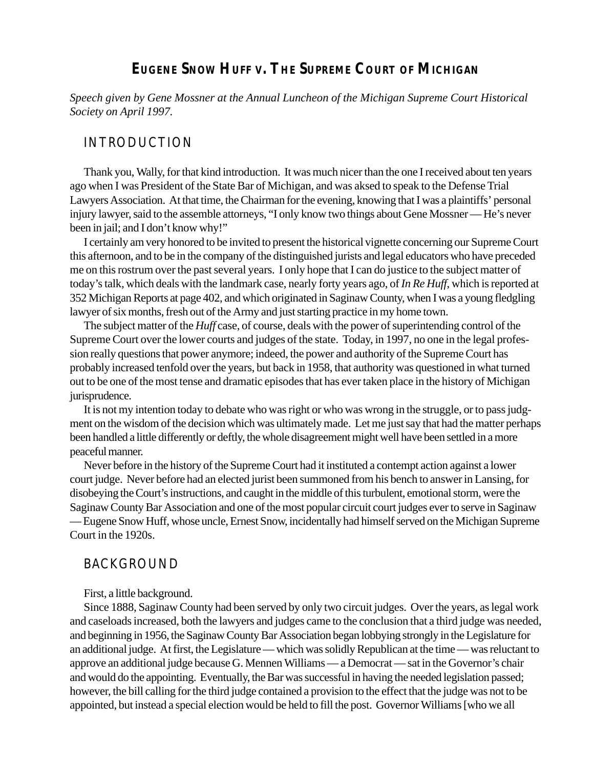# Eugene Snow Huff v. The Supreme Court of Michigan

*Speech given by Gene Mossner at the Annual Luncheon of the Michigan Supreme Court Historical Society on April 1997.*

## INTRODUCTION

Thank you, Wally, for that kind introduction. It was much nicer than the one I received about ten years ago when I was President of the State Bar of Michigan, and was aksed to speak to the Defense Trial Lawyers Association. At that time, the Chairman for the evening, knowing that I was a plaintiffs' personal injury lawyer, said to the assemble attorneys, "I only know two things about Gene Mossner — He's never been in jail; and I don't know why!"

I certainly am very honored to be invited to present the historical vignette concerning our Supreme Court this afternoon, and to be in the company of the distinguished jurists and legal educators who have preceded me on this rostrum over the past several years. I only hope that I can do justice to the subject matter of today's talk, which deals with the landmark case, nearly forty years ago, of *In Re Huff*, which is reported at 352 Michigan Reports at page 402, and which originated in Saginaw County, when I was a young fledgling lawyer of six months, fresh out of the Army and just starting practice in my home town.

The subject matter of the *Huff* case, of course, deals with the power of superintending control of the Supreme Court over the lower courts and judges of the state. Today, in 1997, no one in the legal profession really questions that power anymore; indeed, the power and authority of the Supreme Court has probably increased tenfold over the years, but back in 1958, that authority was questioned in what turned out to be one of the most tense and dramatic episodes that has ever taken place in the history of Michigan jurisprudence.

It is not my intention today to debate who was right or who was wrong in the struggle, or to pass judgment on the wisdom of the decision which was ultimately made. Let me just say that had the matter perhaps been handled a little differently or deftly, the whole disagreement might well have been settled in a more peaceful manner.

Never before in the history of the Supreme Court had it instituted a contempt action against a lower court judge. Never before had an elected jurist been summoned from his bench to answer in Lansing, for disobeying the Court's instructions, and caught in the middle of this turbulent, emotional storm, were the Saginaw County Bar Association and one of the most popular circuit court judges ever to serve in Saginaw — Eugene Snow Huff, whose uncle, Ernest Snow, incidentally had himself served on the Michigan Supreme Court in the 1920s.

## BACKGROUND

First, a little background.

Since 1888, Saginaw County had been served by only two circuit judges. Over the years, as legal work and caseloads increased, both the lawyers and judges came to the conclusion that a third judge was needed, and beginning in 1956, the Saginaw County Bar Association began lobbying strongly in the Legislature for an additional judge. At first, the Legislature — which was solidly Republican at the time — was reluctant to approve an additional judge because G. Mennen Williams — a Democrat — sat in the Governor's chair and would do the appointing. Eventually, the Bar was successful in having the needed legislation passed; however, the bill calling for the third judge contained a provision to the effect that the judge was not to be appointed, but instead a special election would be held to fill the post. Governor Williams [who we all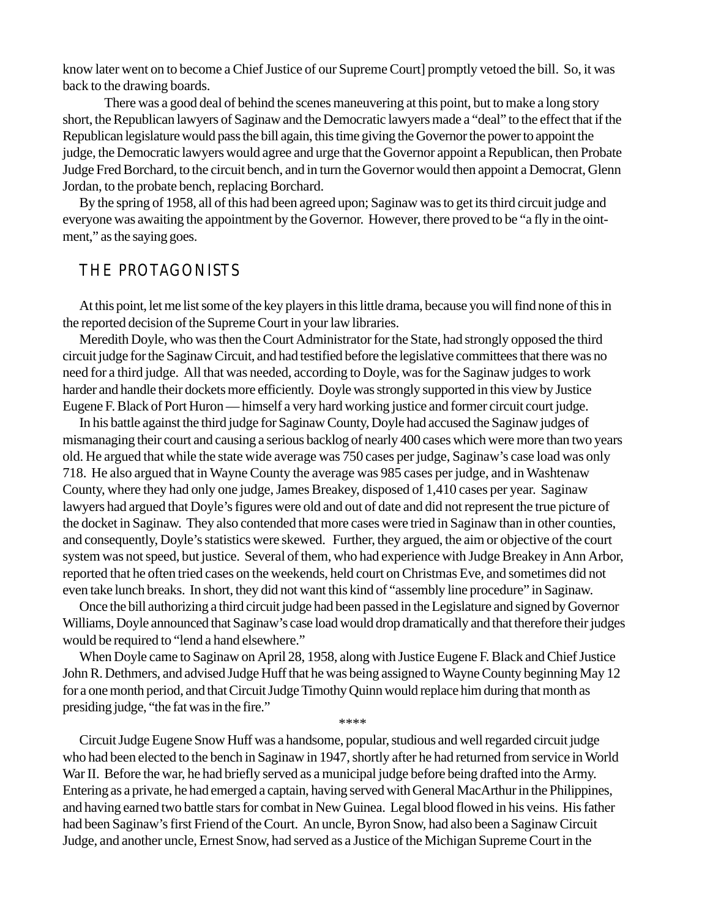know later went on to become a Chief Justice of our Supreme Court] promptly vetoed the bill. So, it was back to the drawing boards.

There was a good deal of behind the scenes maneuvering at this point, but to make a long story short, the Republican lawyers of Saginaw and the Democratic lawyers made a "deal" to the effect that if the Republican legislature would pass the bill again, this time giving the Governor the power to appoint the judge, the Democratic lawyers would agree and urge that the Governor appoint a Republican, then Probate Judge Fred Borchard, to the circuit bench, and in turn the Governor would then appoint a Democrat, Glenn Jordan, to the probate bench, replacing Borchard.

By the spring of 1958, all of this had been agreed upon; Saginaw was to get its third circuit judge and everyone was awaiting the appointment by the Governor. However, there proved to be "a fly in the ointment," as the saying goes.

## THE PROTAGONISTS

At this point, let me list some of the key players in this little drama, because you will find none of this in the reported decision of the Supreme Court in your law libraries.

Meredith Doyle, who was then the Court Administrator for the State, had strongly opposed the third circuit judge for the Saginaw Circuit, and had testified before the legislative committees that there was no need for a third judge. All that was needed, according to Doyle, was for the Saginaw judges to work harder and handle their dockets more efficiently. Doyle was strongly supported in this view by Justice Eugene F. Black of Port Huron — himself a very hard working justice and former circuit court judge.

In his battle against the third judge for Saginaw County, Doyle had accused the Saginaw judges of mismanaging their court and causing a serious backlog of nearly 400 cases which were more than two years old. He argued that while the state wide average was 750 cases per judge, Saginaw's case load was only 718. He also argued that in Wayne County the average was 985 cases per judge, and in Washtenaw County, where they had only one judge, James Breakey, disposed of 1,410 cases per year. Saginaw lawyers had argued that Doyle's figures were old and out of date and did not represent the true picture of the docket in Saginaw. They also contended that more cases were tried in Saginaw than in other counties, and consequently, Doyle's statistics were skewed. Further, they argued, the aim or objective of the court system was not speed, but justice. Several of them, who had experience with Judge Breakey in Ann Arbor, reported that he often tried cases on the weekends, held court on Christmas Eve, and sometimes did not even take lunch breaks. In short, they did not want this kind of "assembly line procedure" in Saginaw.

Once the bill authorizing a third circuit judge had been passed in the Legislature and signed by Governor Williams, Doyle announced that Saginaw's case load would drop dramatically and that therefore their judges would be required to "lend a hand elsewhere."

When Doyle came to Saginaw on April 28, 1958, along with Justice Eugene F. Black and Chief Justice John R. Dethmers, and advised Judge Huff that he was being assigned to Wayne County beginning May 12 for a one month period, and that Circuit Judge Timothy Quinn would replace him during that month as presiding judge, "the fat was in the fire."

****

Circuit Judge Eugene Snow Huff was a handsome, popular, studious and well regarded circuit judge who had been elected to the bench in Saginaw in 1947, shortly after he had returned from service in World War II. Before the war, he had briefly served as a municipal judge before being drafted into the Army. Entering as a private, he had emerged a captain, having served with General MacArthur in the Philippines, and having earned two battle stars for combat in New Guinea. Legal blood flowed in his veins. His father had been Saginaw's first Friend of the Court. An uncle, Byron Snow, had also been a Saginaw Circuit Judge, and another uncle, Ernest Snow, had served as a Justice of the Michigan Supreme Court in the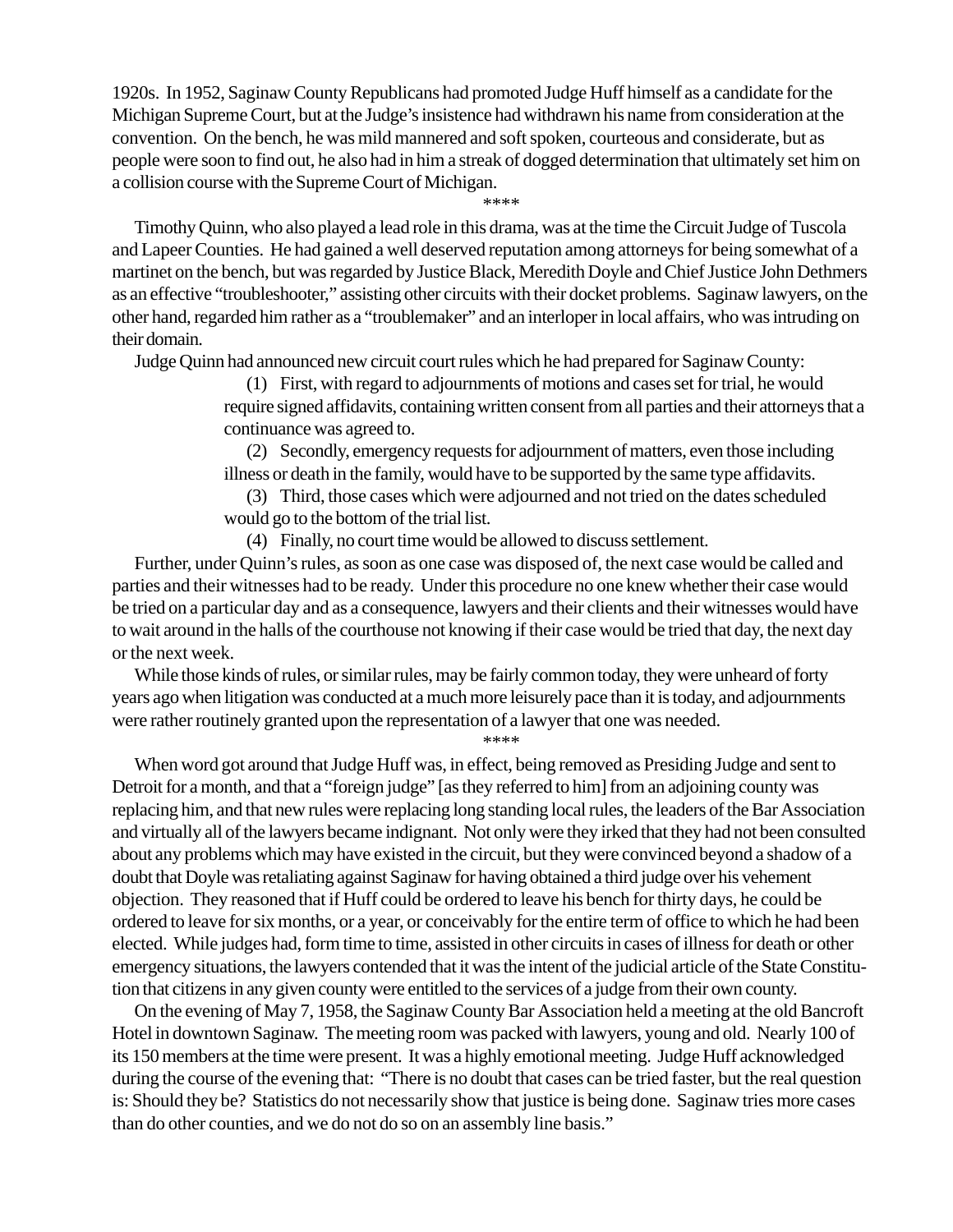1920s. In 1952, Saginaw County Republicans had promoted Judge Huff himself as a candidate for the Michigan Supreme Court, but at the Judge's insistence had withdrawn his name from consideration at the convention. On the bench, he was mild mannered and soft spoken, courteous and considerate, but as people were soon to find out, he also had in him a streak of dogged determination that ultimately set him on a collision course with the Supreme Court of Michigan.

\*\*\*\*

Timothy Quinn, who also played a lead role in this drama, was at the time the Circuit Judge of Tuscola and Lapeer Counties. He had gained a well deserved reputation among attorneys for being somewhat of a martinet on the bench, but was regarded by Justice Black, Meredith Doyle and Chief Justice John Dethmers as an effective "troubleshooter," assisting other circuits with their docket problems. Saginaw lawyers, on the other hand, regarded him rather as a "troublemaker" and an interloper in local affairs, who was intruding on their domain.

Judge Quinn had announced new circuit court rules which he had prepared for Saginaw County:

> (1) First, with regard to adjournments of motions and cases set for trial, he would require signed affidavits, containing written consent from all parties and their attorneys that a continuance was agreed to.
>
> (2) Secondly, emergency requests for adjournment of matters, even those including illness or death in the family, would have to be supported by the same type affidavits.
>
> (3) Third, those cases which were adjourned and not tried on the dates scheduled would go to the bottom of the trial list.
>
> (4) Finally, no court time would be allowed to discuss settlement.

Further, under Quinn's rules, as soon as one case was disposed of, the next case would be called and parties and their witnesses had to be ready. Under this procedure no one knew whether their case would be tried on a particular day and as a consequence, lawyers and their clients and their witnesses would have to wait around in the halls of the courthouse not knowing if their case would be tried that day, the next day or the next week.

While those kinds of rules, or similar rules, may be fairly common today, they were unheard of forty years ago when litigation was conducted at a much more leisurely pace than it is today, and adjournments were rather routinely granted upon the representation of a lawyer that one was needed.

\*\*\*\*

When word got around that Judge Huff was, in effect, being removed as Presiding Judge and sent to Detroit for a month, and that a "foreign judge" [as they referred to him] from an adjoining county was replacing him, and that new rules were replacing long standing local rules, the leaders of the Bar Association and virtually all of the lawyers became indignant. Not only were they irked that they had not been consulted about any problems which may have existed in the circuit, but they were convinced beyond a shadow of a doubt that Doyle was retaliating against Saginaw for having obtained a third judge over his vehement objection. They reasoned that if Huff could be ordered to leave his bench for thirty days, he could be ordered to leave for six months, or a year, or conceivably for the entire term of office to which he had been elected. While judges had, form time to time, assisted in other circuits in cases of illness for death or other emergency situations, the lawyers contended that it was the intent of the judicial article of the State Constitution that citizens in any given county were entitled to the services of a judge from their own county.

On the evening of May 7, 1958, the Saginaw County Bar Association held a meeting at the old Bancroft Hotel in downtown Saginaw. The meeting room was packed with lawyers, young and old. Nearly 100 of its 150 members at the time were present. It was a highly emotional meeting. Judge Huff acknowledged during the course of the evening that: "There is no doubt that cases can be tried faster, but the real question is: Should they be? Statistics do not necessarily show that justice is being done. Saginaw tries more cases than do other counties, and we do not do so on an assembly line basis."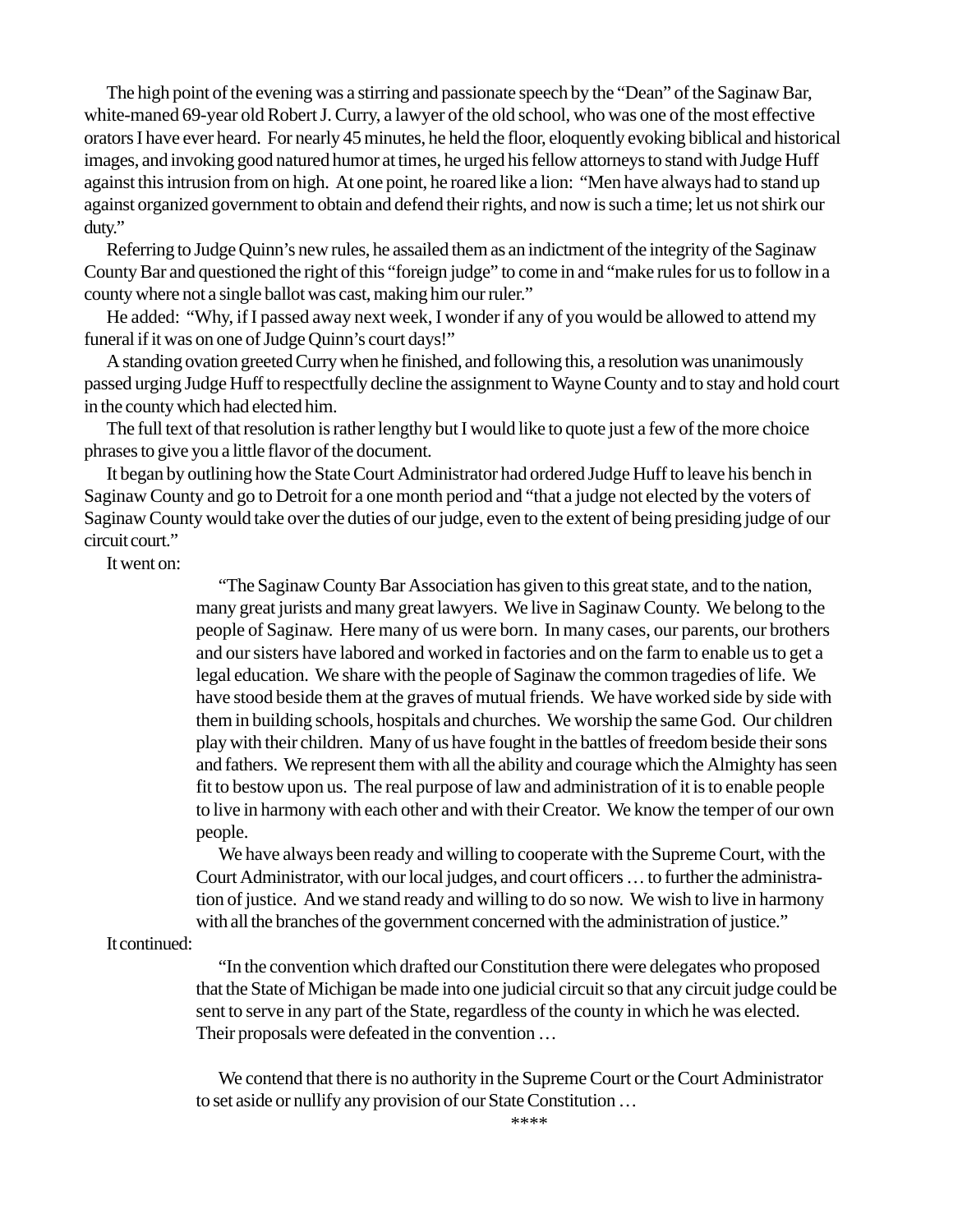The high point of the evening was a stirring and passionate speech by the "Dean" of the Saginaw Bar, white-maned 69-year old Robert J. Curry, a lawyer of the old school, who was one of the most effective orators I have ever heard. For nearly 45 minutes, he held the floor, eloquently evoking biblical and historical images, and invoking good natured humor at times, he urged his fellow attorneys to stand with Judge Huff against this intrusion from on high. At one point, he roared like a lion: "Men have always had to stand up against organized government to obtain and defend their rights, and now is such a time; let us not shirk our duty."

Referring to Judge Quinn's new rules, he assailed them as an indictment of the integrity of the Saginaw County Bar and questioned the right of this "foreign judge" to come in and "make rules for us to follow in a county where not a single ballot was cast, making him our ruler."

He added: "Why, if I passed away next week, I wonder if any of you would be allowed to attend my funeral if it was on one of Judge Quinn's court days!"

A standing ovation greeted Curry when he finished, and following this, a resolution was unanimously passed urging Judge Huff to respectfully decline the assignment to Wayne County and to stay and hold court in the county which had elected him.

The full text of that resolution is rather lengthy but I would like to quote just a few of the more choice phrases to give you a little flavor of the document.

It began by outlining how the State Court Administrator had ordered Judge Huff to leave his bench in Saginaw County and go to Detroit for a one month period and "that a judge not elected by the voters of Saginaw County would take over the duties of our judge, even to the extent of being presiding judge of our circuit court."

It went on:

> "The Saginaw County Bar Association has given to this great state, and to the nation, many great jurists and many great lawyers. We live in Saginaw County. We belong to the people of Saginaw. Here many of us were born. In many cases, our parents, our brothers and our sisters have labored and worked in factories and on the farm to enable us to get a legal education. We share with the people of Saginaw the common tragedies of life. We have stood beside them at the graves of mutual friends. We have worked side by side with them in building schools, hospitals and churches. We worship the same God. Our children play with their children. Many of us have fought in the battles of freedom beside their sons and fathers. We represent them with all the ability and courage which the Almighty has seen fit to bestow upon us. The real purpose of law and administration of it is to enable people to live in harmony with each other and with their Creator. We know the temper of our own people.
>
> We have always been ready and willing to cooperate with the Supreme Court, with the Court Administrator, with our local judges, and court officers … to further the administration of justice. And we stand ready and willing to do so now. We wish to live in harmony with all the branches of the government concerned with the administration of justice."

It continued:

> "In the convention which drafted our Constitution there were delegates who proposed that the State of Michigan be made into one judicial circuit so that any circuit judge could be sent to serve in any part of the State, regardless of the county in which he was elected. Their proposals were defeated in the convention …
>
> We contend that there is no authority in the Supreme Court or the Court Administrator to set aside or nullify any provision of our State Constitution …

****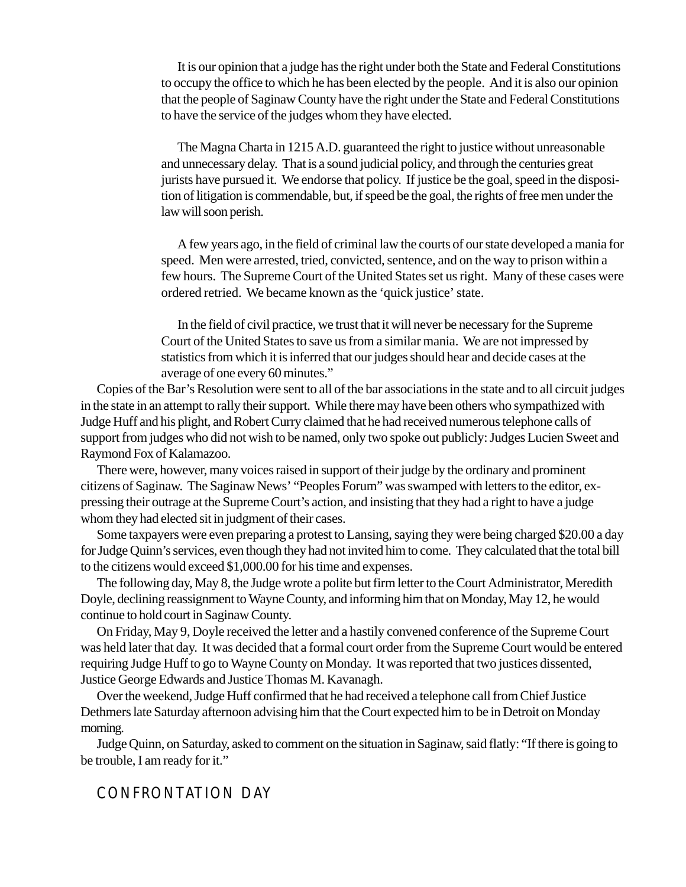> It is our opinion that a judge has the right under both the State and Federal Constitutions to occupy the office to which he has been elected by the people. And it is also our opinion that the people of Saginaw County have the right under the State and Federal Constitutions to have the service of the judges whom they have elected.
>
> The Magna Charta in 1215 A.D. guaranteed the right to justice without unreasonable and unnecessary delay. That is a sound judicial policy, and through the centuries great jurists have pursued it. We endorse that policy. If justice be the goal, speed in the disposition of litigation is commendable, but, if speed be the goal, the rights of free men under the law will soon perish.
>
> A few years ago, in the field of criminal law the courts of our state developed a mania for speed. Men were arrested, tried, convicted, sentence, and on the way to prison within a few hours. The Supreme Court of the United States set us right. Many of these cases were ordered retried. We became known as the 'quick justice' state.
>
> In the field of civil practice, we trust that it will never be necessary for the Supreme Court of the United States to save us from a similar mania. We are not impressed by statistics from which it is inferred that our judges should hear and decide cases at the average of one every 60 minutes."

Copies of the Bar's Resolution were sent to all of the bar associations in the state and to all circuit judges in the state in an attempt to rally their support. While there may have been others who sympathized with Judge Huff and his plight, and Robert Curry claimed that he had received numerous telephone calls of support from judges who did not wish to be named, only two spoke out publicly: Judges Lucien Sweet and Raymond Fox of Kalamazoo.

There were, however, many voices raised in support of their judge by the ordinary and prominent citizens of Saginaw. The Saginaw News' "Peoples Forum" was swamped with letters to the editor, expressing their outrage at the Supreme Court's action, and insisting that they had a right to have a judge whom they had elected sit in judgment of their cases.

Some taxpayers were even preparing a protest to Lansing, saying they were being charged $20.00 a day for Judge Quinn's services, even though they had not invited him to come. They calculated that the total bill to the citizens would exceed $1,000.00 for his time and expenses.

The following day, May 8, the Judge wrote a polite but firm letter to the Court Administrator, Meredith Doyle, declining reassignment to Wayne County, and informing him that on Monday, May 12, he would continue to hold court in Saginaw County.

On Friday, May 9, Doyle received the letter and a hastily convened conference of the Supreme Court was held later that day. It was decided that a formal court order from the Supreme Court would be entered requiring Judge Huff to go to Wayne County on Monday. It was reported that two justices dissented, Justice George Edwards and Justice Thomas M. Kavanagh.

Over the weekend, Judge Huff confirmed that he had received a telephone call from Chief Justice Dethmers late Saturday afternoon advising him that the Court expected him to be in Detroit on Monday morning.

Judge Quinn, on Saturday, asked to comment on the situation in Saginaw, said flatly: "If there is going to be trouble, I am ready for it."

## CONFRONTATION DAY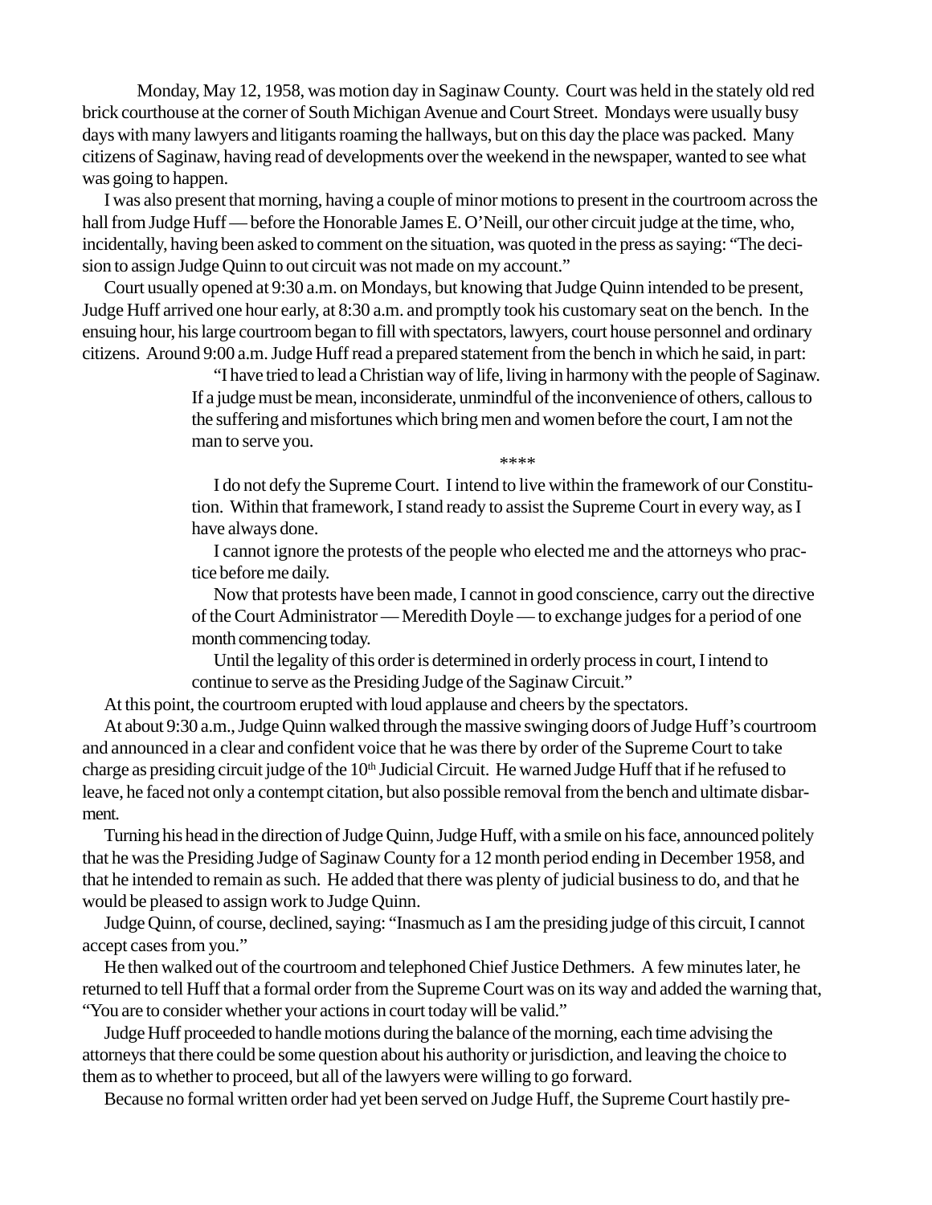Monday, May 12, 1958, was motion day in Saginaw County. Court was held in the stately old red brick courthouse at the corner of South Michigan Avenue and Court Street. Mondays were usually busy days with many lawyers and litigants roaming the hallways, but on this day the place was packed. Many citizens of Saginaw, having read of developments over the weekend in the newspaper, wanted to see what was going to happen.

I was also present that morning, having a couple of minor motions to present in the courtroom across the hall from Judge Huff — before the Honorable James E. O'Neill, our other circuit judge at the time, who, incidentally, having been asked to comment on the situation, was quoted in the press as saying: "The decision to assign Judge Quinn to out circuit was not made on my account."

Court usually opened at 9:30 a.m. on Mondays, but knowing that Judge Quinn intended to be present, Judge Huff arrived one hour early, at 8:30 a.m. and promptly took his customary seat on the bench. In the ensuing hour, his large courtroom began to fill with spectators, lawyers, court house personnel and ordinary citizens. Around 9:00 a.m. Judge Huff read a prepared statement from the bench in which he said, in part:

> "I have tried to lead a Christian way of life, living in harmony with the people of Saginaw. If a judge must be mean, inconsiderate, unmindful of the inconvenience of others, callous to the suffering and misfortunes which bring men and women before the court, I am not the man to serve you.
>
> \*\*\*\*
>
> I do not defy the Supreme Court. I intend to live within the framework of our Constitution. Within that framework, I stand ready to assist the Supreme Court in every way, as I have always done.
>
> I cannot ignore the protests of the people who elected me and the attorneys who practice before me daily.
>
> Now that protests have been made, I cannot in good conscience, carry out the directive of the Court Administrator — Meredith Doyle — to exchange judges for a period of one month commencing today.
>
> Until the legality of this order is determined in orderly process in court, I intend to continue to serve as the Presiding Judge of the Saginaw Circuit."

At this point, the courtroom erupted with loud applause and cheers by the spectators.

At about 9:30 a.m., Judge Quinn walked through the massive swinging doors of Judge Huff's courtroom and announced in a clear and confident voice that he was there by order of the Supreme Court to take charge as presiding circuit judge of the 10th Judicial Circuit. He warned Judge Huff that if he refused to leave, he faced not only a contempt citation, but also possible removal from the bench and ultimate disbarment.

Turning his head in the direction of Judge Quinn, Judge Huff, with a smile on his face, announced politely that he was the Presiding Judge of Saginaw County for a 12 month period ending in December 1958, and that he intended to remain as such. He added that there was plenty of judicial business to do, and that he would be pleased to assign work to Judge Quinn.

Judge Quinn, of course, declined, saying: "Inasmuch as I am the presiding judge of this circuit, I cannot accept cases from you."

He then walked out of the courtroom and telephoned Chief Justice Dethmers. A few minutes later, he returned to tell Huff that a formal order from the Supreme Court was on its way and added the warning that, "You are to consider whether your actions in court today will be valid."

Judge Huff proceeded to handle motions during the balance of the morning, each time advising the attorneys that there could be some question about his authority or jurisdiction, and leaving the choice to them as to whether to proceed, but all of the lawyers were willing to go forward.

Because no formal written order had yet been served on Judge Huff, the Supreme Court hastily pre-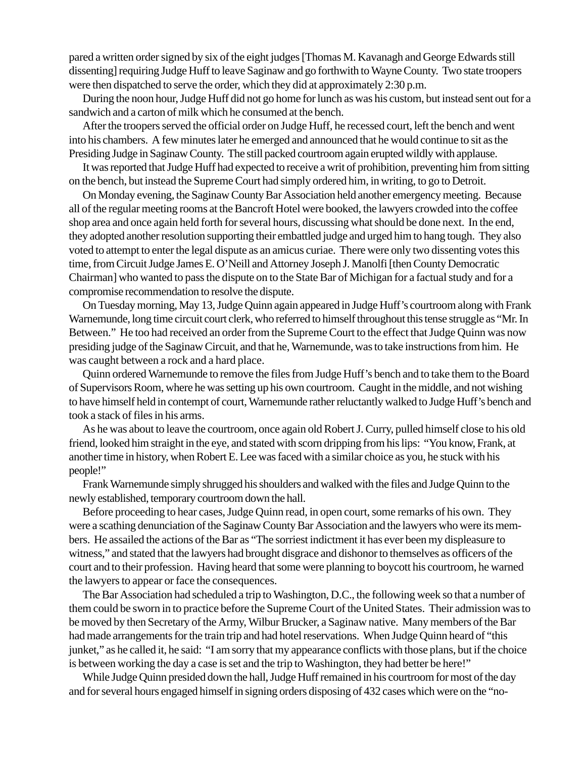pared a written order signed by six of the eight judges [Thomas M. Kavanagh and George Edwards still dissenting] requiring Judge Huff to leave Saginaw and go forthwith to Wayne County. Two state troopers were then dispatched to serve the order, which they did at approximately 2:30 p.m.

During the noon hour, Judge Huff did not go home for lunch as was his custom, but instead sent out for a sandwich and a carton of milk which he consumed at the bench.

After the troopers served the official order on Judge Huff, he recessed court, left the bench and went into his chambers. A few minutes later he emerged and announced that he would continue to sit as the Presiding Judge in Saginaw County. The still packed courtroom again erupted wildly with applause.

It was reported that Judge Huff had expected to receive a writ of prohibition, preventing him from sitting on the bench, but instead the Supreme Court had simply ordered him, in writing, to go to Detroit.

On Monday evening, the Saginaw County Bar Association held another emergency meeting. Because all of the regular meeting rooms at the Bancroft Hotel were booked, the lawyers crowded into the coffee shop area and once again held forth for several hours, discussing what should be done next. In the end, they adopted another resolution supporting their embattled judge and urged him to hang tough. They also voted to attempt to enter the legal dispute as an amicus curiae. There were only two dissenting votes this time, from Circuit Judge James E. O'Neill and Attorney Joseph J. Manolfi [then County Democratic Chairman] who wanted to pass the dispute on to the State Bar of Michigan for a factual study and for a compromise recommendation to resolve the dispute.

On Tuesday morning, May 13, Judge Quinn again appeared in Judge Huff's courtroom along with Frank Warnemunde, long time circuit court clerk, who referred to himself throughout this tense struggle as "Mr. In Between." He too had received an order from the Supreme Court to the effect that Judge Quinn was now presiding judge of the Saginaw Circuit, and that he, Warnemunde, was to take instructions from him. He was caught between a rock and a hard place.

Quinn ordered Warnemunde to remove the files from Judge Huff's bench and to take them to the Board of Supervisors Room, where he was setting up his own courtroom. Caught in the middle, and not wishing to have himself held in contempt of court, Warnemunde rather reluctantly walked to Judge Huff's bench and took a stack of files in his arms.

As he was about to leave the courtroom, once again old Robert J. Curry, pulled himself close to his old friend, looked him straight in the eye, and stated with scorn dripping from his lips: "You know, Frank, at another time in history, when Robert E. Lee was faced with a similar choice as you, he stuck with his people!"

Frank Warnemunde simply shrugged his shoulders and walked with the files and Judge Quinn to the newly established, temporary courtroom down the hall.

Before proceeding to hear cases, Judge Quinn read, in open court, some remarks of his own. They were a scathing denunciation of the Saginaw County Bar Association and the lawyers who were its members. He assailed the actions of the Bar as "The sorriest indictment it has ever been my displeasure to witness," and stated that the lawyers had brought disgrace and dishonor to themselves as officers of the court and to their profession. Having heard that some were planning to boycott his courtroom, he warned the lawyers to appear or face the consequences.

The Bar Association had scheduled a trip to Washington, D.C., the following week so that a number of them could be sworn in to practice before the Supreme Court of the United States. Their admission was to be moved by then Secretary of the Army, Wilbur Brucker, a Saginaw native. Many members of the Bar had made arrangements for the train trip and had hotel reservations. When Judge Quinn heard of "this junket," as he called it, he said: "I am sorry that my appearance conflicts with those plans, but if the choice is between working the day a case is set and the trip to Washington, they had better be here!"

While Judge Quinn presided down the hall, Judge Huff remained in his courtroom for most of the day and for several hours engaged himself in signing orders disposing of 432 cases which were on the "no-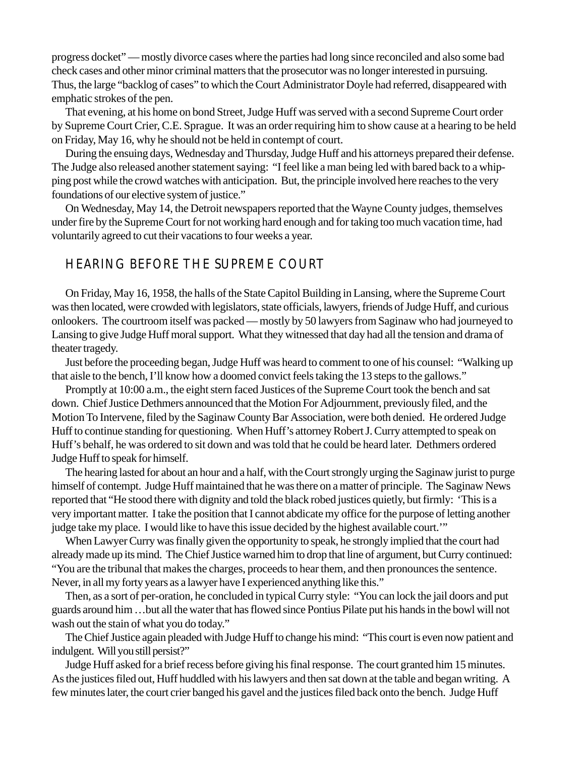progress docket" — mostly divorce cases where the parties had long since reconciled and also some bad check cases and other minor criminal matters that the prosecutor was no longer interested in pursuing. Thus, the large "backlog of cases" to which the Court Administrator Doyle had referred, disappeared with emphatic strokes of the pen.

That evening, at his home on bond Street, Judge Huff was served with a second Supreme Court order by Supreme Court Crier, C.E. Sprague. It was an order requiring him to show cause at a hearing to be held on Friday, May 16, why he should not be held in contempt of court.

During the ensuing days, Wednesday and Thursday, Judge Huff and his attorneys prepared their defense. The Judge also released another statement saying: "I feel like a man being led with bared back to a whipping post while the crowd watches with anticipation. But, the principle involved here reaches to the very foundations of our elective system of justice."

On Wednesday, May 14, the Detroit newspapers reported that the Wayne County judges, themselves under fire by the Supreme Court for not working hard enough and for taking too much vacation time, had voluntarily agreed to cut their vacations to four weeks a year.

## HEARING BEFORE THE SUPREME COURT

On Friday, May 16, 1958, the halls of the State Capitol Building in Lansing, where the Supreme Court was then located, were crowded with legislators, state officials, lawyers, friends of Judge Huff, and curious onlookers. The courtroom itself was packed — mostly by 50 lawyers from Saginaw who had journeyed to Lansing to give Judge Huff moral support. What they witnessed that day had all the tension and drama of theater tragedy.

Just before the proceeding began, Judge Huff was heard to comment to one of his counsel: "Walking up that aisle to the bench, I'll know how a doomed convict feels taking the 13 steps to the gallows."

Promptly at 10:00 a.m., the eight stern faced Justices of the Supreme Court took the bench and sat down. Chief Justice Dethmers announced that the Motion For Adjournment, previously filed, and the Motion To Intervene, filed by the Saginaw County Bar Association, were both denied. He ordered Judge Huff to continue standing for questioning. When Huff's attorney Robert J. Curry attempted to speak on Huff's behalf, he was ordered to sit down and was told that he could be heard later. Dethmers ordered Judge Huff to speak for himself.

The hearing lasted for about an hour and a half, with the Court strongly urging the Saginaw jurist to purge himself of contempt. Judge Huff maintained that he was there on a matter of principle. The Saginaw News reported that "He stood there with dignity and told the black robed justices quietly, but firmly: 'This is a very important matter. I take the position that I cannot abdicate my office for the purpose of letting another judge take my place. I would like to have this issue decided by the highest available court.'"

When Lawyer Curry was finally given the opportunity to speak, he strongly implied that the court had already made up its mind. The Chief Justice warned him to drop that line of argument, but Curry continued: "You are the tribunal that makes the charges, proceeds to hear them, and then pronounces the sentence. Never, in all my forty years as a lawyer have I experienced anything like this."

Then, as a sort of per-oration, he concluded in typical Curry style: "You can lock the jail doors and put guards around him …but all the water that has flowed since Pontius Pilate put his hands in the bowl will not wash out the stain of what you do today."

The Chief Justice again pleaded with Judge Huff to change his mind: "This court is even now patient and indulgent. Will you still persist?"

Judge Huff asked for a brief recess before giving his final response. The court granted him 15 minutes. As the justices filed out, Huff huddled with his lawyers and then sat down at the table and began writing. A few minutes later, the court crier banged his gavel and the justices filed back onto the bench. Judge Huff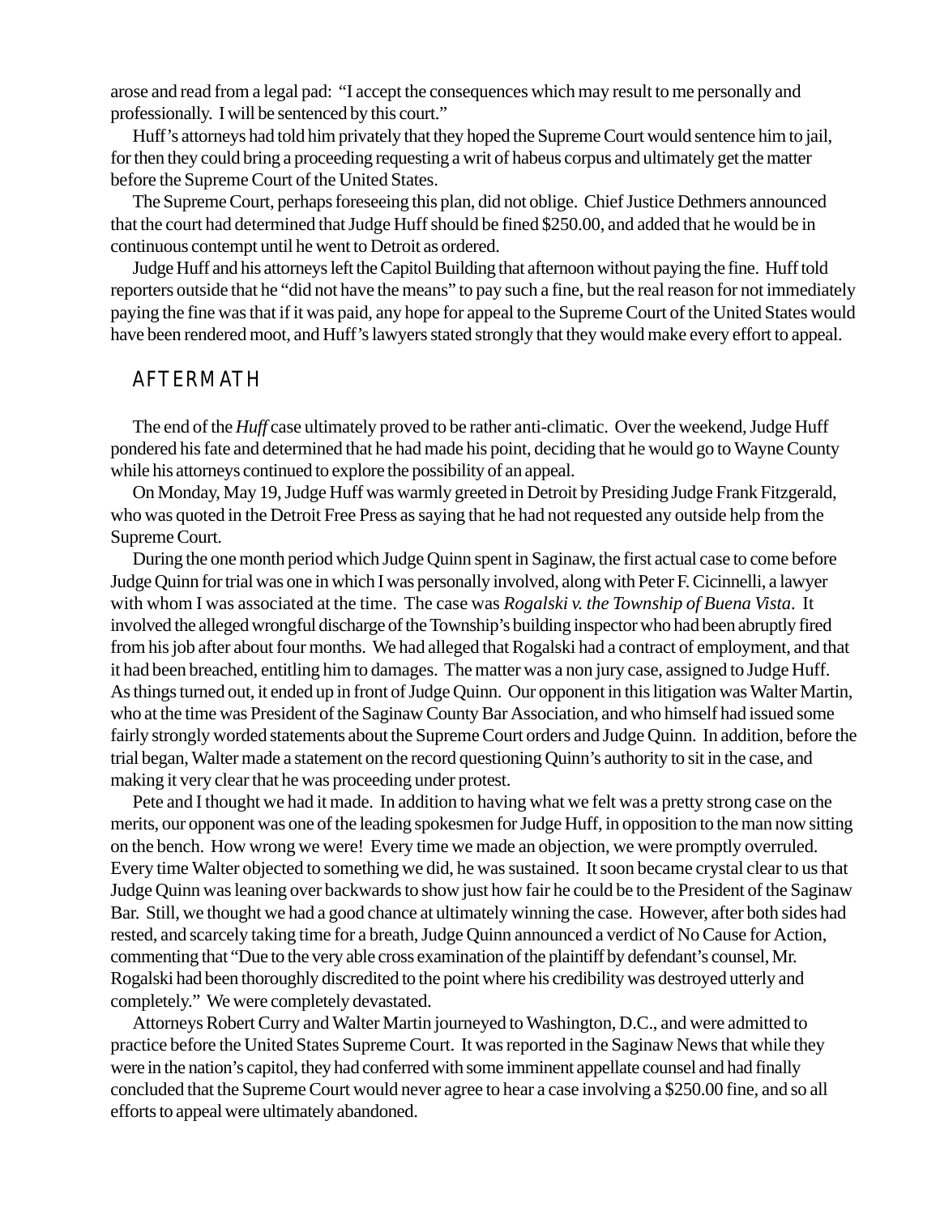arose and read from a legal pad: "I accept the consequences which may result to me personally and professionally. I will be sentenced by this court."

Huff's attorneys had told him privately that they hoped the Supreme Court would sentence him to jail, for then they could bring a proceeding requesting a writ of habeus corpus and ultimately get the matter before the Supreme Court of the United States.

The Supreme Court, perhaps foreseeing this plan, did not oblige. Chief Justice Dethmers announced that the court had determined that Judge Huff should be fined $250.00, and added that he would be in continuous contempt until he went to Detroit as ordered.

Judge Huff and his attorneys left the Capitol Building that afternoon without paying the fine. Huff told reporters outside that he "did not have the means" to pay such a fine, but the real reason for not immediately paying the fine was that if it was paid, any hope for appeal to the Supreme Court of the United States would have been rendered moot, and Huff's lawyers stated strongly that they would make every effort to appeal.

## AFTERMATH

The end of the *Huff* case ultimately proved to be rather anti-climatic. Over the weekend, Judge Huff pondered his fate and determined that he had made his point, deciding that he would go to Wayne County while his attorneys continued to explore the possibility of an appeal.

On Monday, May 19, Judge Huff was warmly greeted in Detroit by Presiding Judge Frank Fitzgerald, who was quoted in the Detroit Free Press as saying that he had not requested any outside help from the Supreme Court.

During the one month period which Judge Quinn spent in Saginaw, the first actual case to come before Judge Quinn for trial was one in which I was personally involved, along with Peter F. Cicinnelli, a lawyer with whom I was associated at the time. The case was *Rogalski v. the Township of Buena Vista*. It involved the alleged wrongful discharge of the Township's building inspector who had been abruptly fired from his job after about four months. We had alleged that Rogalski had a contract of employment, and that it had been breached, entitling him to damages. The matter was a non jury case, assigned to Judge Huff. As things turned out, it ended up in front of Judge Quinn. Our opponent in this litigation was Walter Martin, who at the time was President of the Saginaw County Bar Association, and who himself had issued some fairly strongly worded statements about the Supreme Court orders and Judge Quinn. In addition, before the trial began, Walter made a statement on the record questioning Quinn's authority to sit in the case, and making it very clear that he was proceeding under protest.

Pete and I thought we had it made. In addition to having what we felt was a pretty strong case on the merits, our opponent was one of the leading spokesmen for Judge Huff, in opposition to the man now sitting on the bench. How wrong we were! Every time we made an objection, we were promptly overruled. Every time Walter objected to something we did, he was sustained. It soon became crystal clear to us that Judge Quinn was leaning over backwards to show just how fair he could be to the President of the Saginaw Bar. Still, we thought we had a good chance at ultimately winning the case. However, after both sides had rested, and scarcely taking time for a breath, Judge Quinn announced a verdict of No Cause for Action, commenting that "Due to the very able cross examination of the plaintiff by defendant's counsel, Mr. Rogalski had been thoroughly discredited to the point where his credibility was destroyed utterly and completely." We were completely devastated.

Attorneys Robert Curry and Walter Martin journeyed to Washington, D.C., and were admitted to practice before the United States Supreme Court. It was reported in the Saginaw News that while they were in the nation's capitol, they had conferred with some imminent appellate counsel and had finally concluded that the Supreme Court would never agree to hear a case involving a $250.00 fine, and so all efforts to appeal were ultimately abandoned.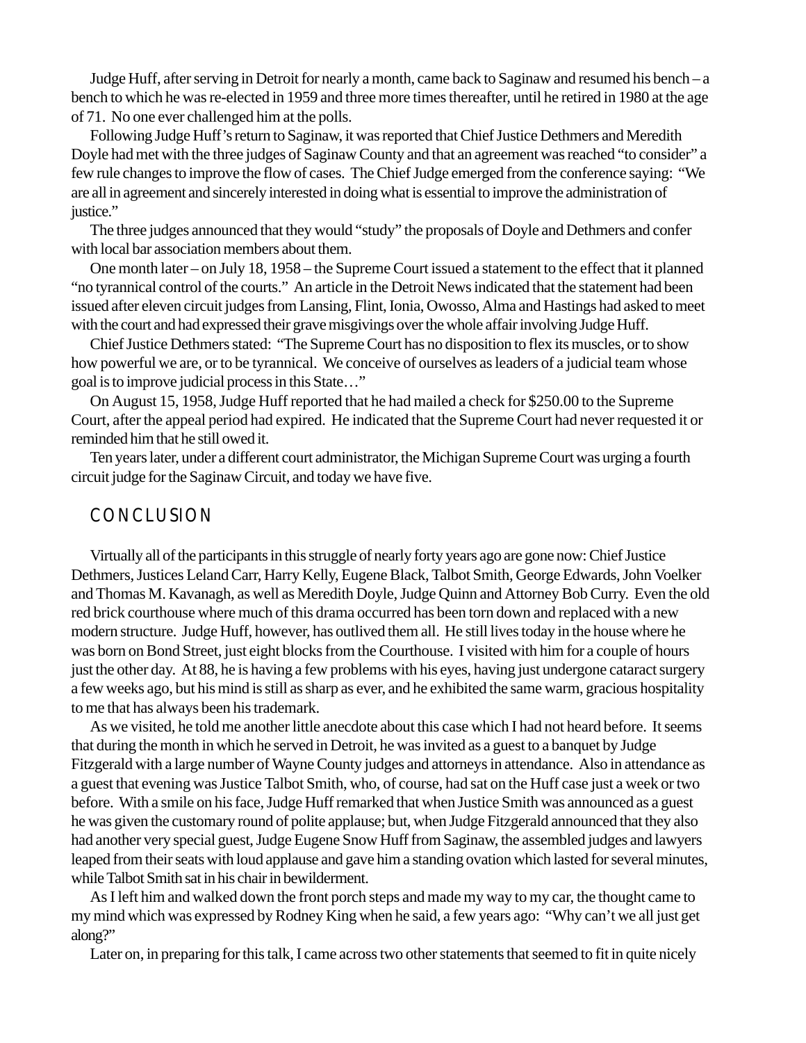Judge Huff, after serving in Detroit for nearly a month, came back to Saginaw and resumed his bench – a bench to which he was re-elected in 1959 and three more times thereafter, until he retired in 1980 at the age of 71. No one ever challenged him at the polls.

Following Judge Huff's return to Saginaw, it was reported that Chief Justice Dethmers and Meredith Doyle had met with the three judges of Saginaw County and that an agreement was reached "to consider" a few rule changes to improve the flow of cases. The Chief Judge emerged from the conference saying: "We are all in agreement and sincerely interested in doing what is essential to improve the administration of justice."

The three judges announced that they would "study" the proposals of Doyle and Dethmers and confer with local bar association members about them.

One month later – on July 18, 1958 – the Supreme Court issued a statement to the effect that it planned "no tyrannical control of the courts." An article in the Detroit News indicated that the statement had been issued after eleven circuit judges from Lansing, Flint, Ionia, Owosso, Alma and Hastings had asked to meet with the court and had expressed their grave misgivings over the whole affair involving Judge Huff.

Chief Justice Dethmers stated: "The Supreme Court has no disposition to flex its muscles, or to show how powerful we are, or to be tyrannical. We conceive of ourselves as leaders of a judicial team whose goal is to improve judicial process in this State…"

On August 15, 1958, Judge Huff reported that he had mailed a check for $250.00 to the Supreme Court, after the appeal period had expired. He indicated that the Supreme Court had never requested it or reminded him that he still owed it.

Ten years later, under a different court administrator, the Michigan Supreme Court was urging a fourth circuit judge for the Saginaw Circuit, and today we have five.

## CONCLUSION

Virtually all of the participants in this struggle of nearly forty years ago are gone now: Chief Justice Dethmers, Justices Leland Carr, Harry Kelly, Eugene Black, Talbot Smith, George Edwards, John Voelker and Thomas M. Kavanagh, as well as Meredith Doyle, Judge Quinn and Attorney Bob Curry. Even the old red brick courthouse where much of this drama occurred has been torn down and replaced with a new modern structure. Judge Huff, however, has outlived them all. He still lives today in the house where he was born on Bond Street, just eight blocks from the Courthouse. I visited with him for a couple of hours just the other day. At 88, he is having a few problems with his eyes, having just undergone cataract surgery a few weeks ago, but his mind is still as sharp as ever, and he exhibited the same warm, gracious hospitality to me that has always been his trademark.

As we visited, he told me another little anecdote about this case which I had not heard before. It seems that during the month in which he served in Detroit, he was invited as a guest to a banquet by Judge Fitzgerald with a large number of Wayne County judges and attorneys in attendance. Also in attendance as a guest that evening was Justice Talbot Smith, who, of course, had sat on the Huff case just a week or two before. With a smile on his face, Judge Huff remarked that when Justice Smith was announced as a guest he was given the customary round of polite applause; but, when Judge Fitzgerald announced that they also had another very special guest, Judge Eugene Snow Huff from Saginaw, the assembled judges and lawyers leaped from their seats with loud applause and gave him a standing ovation which lasted for several minutes, while Talbot Smith sat in his chair in bewilderment.

As I left him and walked down the front porch steps and made my way to my car, the thought came to my mind which was expressed by Rodney King when he said, a few years ago: "Why can't we all just get along?"

Later on, in preparing for this talk, I came across two other statements that seemed to fit in quite nicely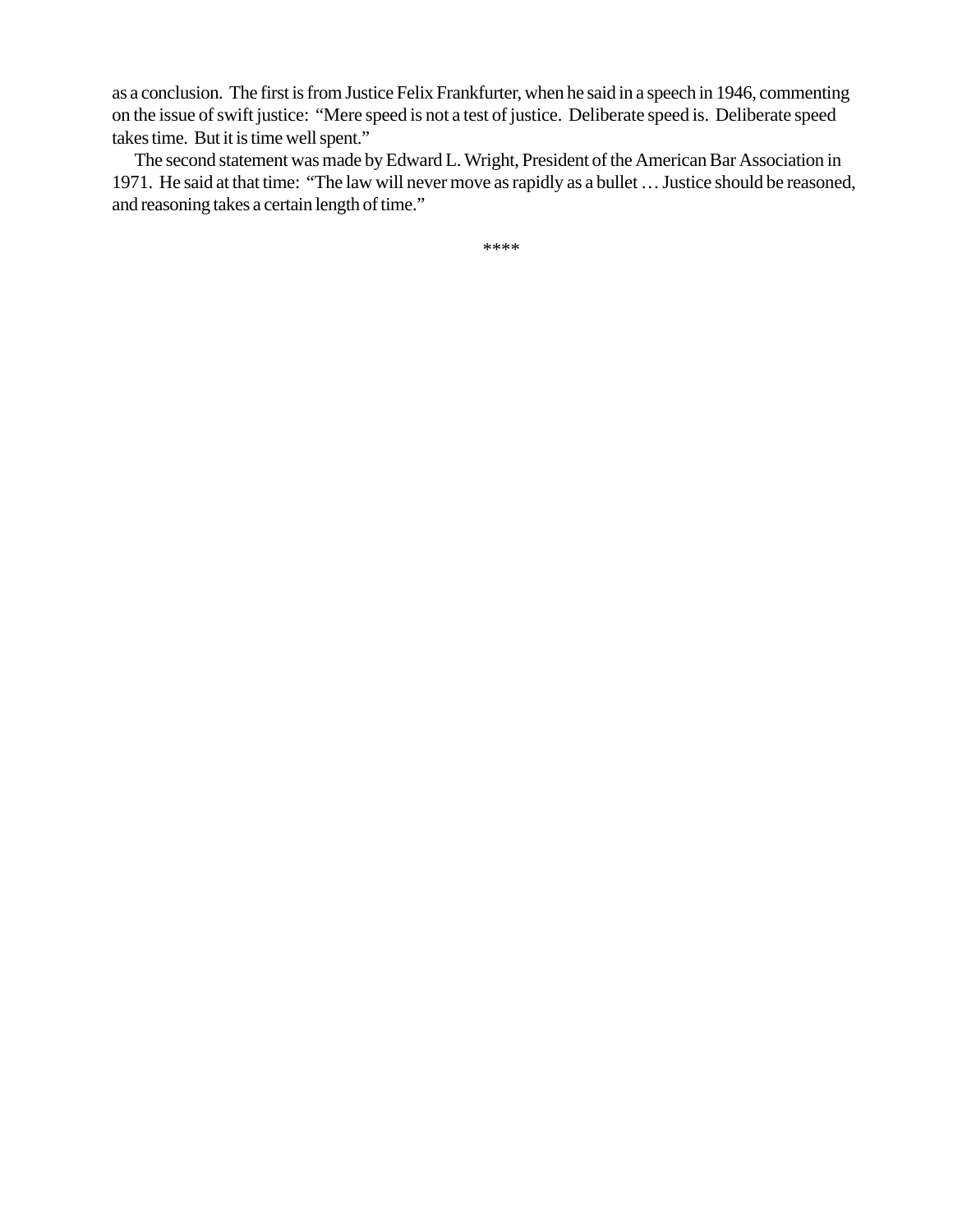as a conclusion.  The first is from Justice Felix Frankfurter, when he said in a speech in 1946, commenting on the issue of swift justice:  "Mere speed is not a test of justice.  Deliberate speed is.  Deliberate speed takes time.  But it is time well spent."

The second statement was made by Edward L. Wright, President of the American Bar Association in 1971.  He said at that time:  "The law will never move as rapidly as a bullet … Justice should be reasoned, and reasoning takes a certain length of time."

****